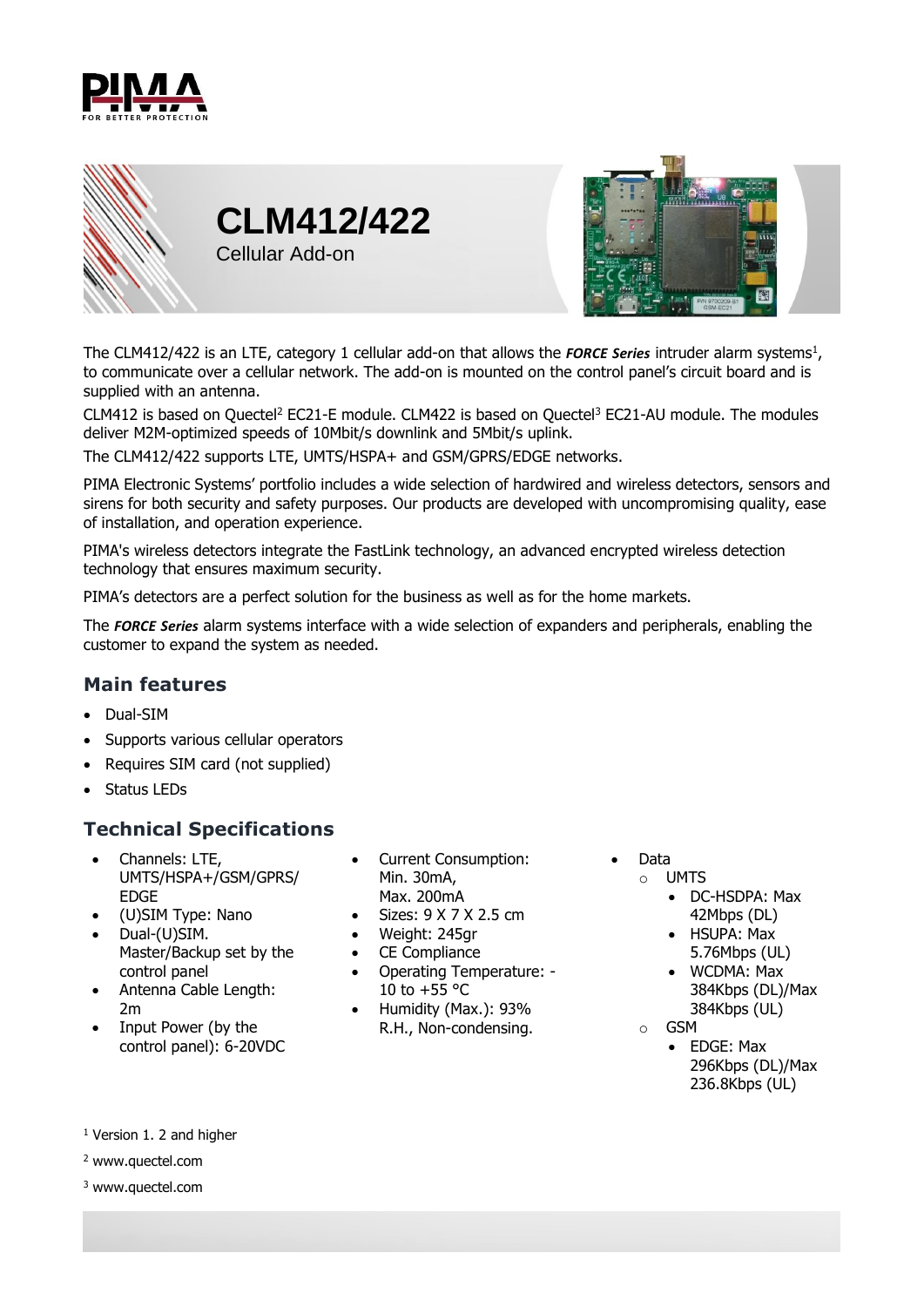# CLM412/422

Cellular Add-on

The CLM412/422 is an LTE, category 1 cellular add-on that allows the ***FORCE Series*** intruder alarm systems[1], to communicate over a cellular network. The add-on is mounted on the control panel's circuit board and is supplied with an antenna.

CLM412 is based on Quectel[2] EC21-E module. CLM422 is based on Quectel[3] EC21-AU module. The modules deliver M2M-optimized speeds of 10Mbit/s downlink and 5Mbit/s uplink.

The CLM412/422 supports LTE, UMTS/HSPA+ and GSM/GPRS/EDGE networks.

PIMA Electronic Systems' portfolio includes a wide selection of hardwired and wireless detectors, sensors and sirens for both security and safety purposes. Our products are developed with uncompromising quality, ease of installation, and operation experience.

PIMA's wireless detectors integrate the FastLink technology, an advanced encrypted wireless detection technology that ensures maximum security.

PIMA's detectors are a perfect solution for the business as well as for the home markets.

The ***FORCE Series*** alarm systems interface with a wide selection of expanders and peripherals, enabling the customer to expand the system as needed.

## Main features

- Dual-SIM
- Supports various cellular operators
- Requires SIM card (not supplied)
- Status LEDs

## Technical Specifications

- Channels: LTE, UMTS/HSPA+/GSM/GPRS/EDGE
- (U)SIM Type: Nano
- Dual-(U)SIM. Master/Backup set by the control panel
- Antenna Cable Length: 2m
- Input Power (by the control panel): 6-20VDC
- Current Consumption: Min. 30mA, Max. 200mA
- Sizes: 9 X 7 X 2.5 cm
- Weight: 245gr
- CE Compliance
- Operating Temperature: -10 to +55 °C
- Humidity (Max.): 93% R.H., Non-condensing.
- Data
  - UMTS
    - DC-HSDPA: Max 42Mbps (DL)
    - HSUPA: Max 5.76Mbps (UL)
    - WCDMA: Max 384Kbps (DL)/Max 384Kbps (UL)
  - GSM
    - EDGE: Max 296Kbps (DL)/Max 236.8Kbps (UL)

[1] Version 1. 2 and higher

[2] www.quectel.com

[3] www.quectel.com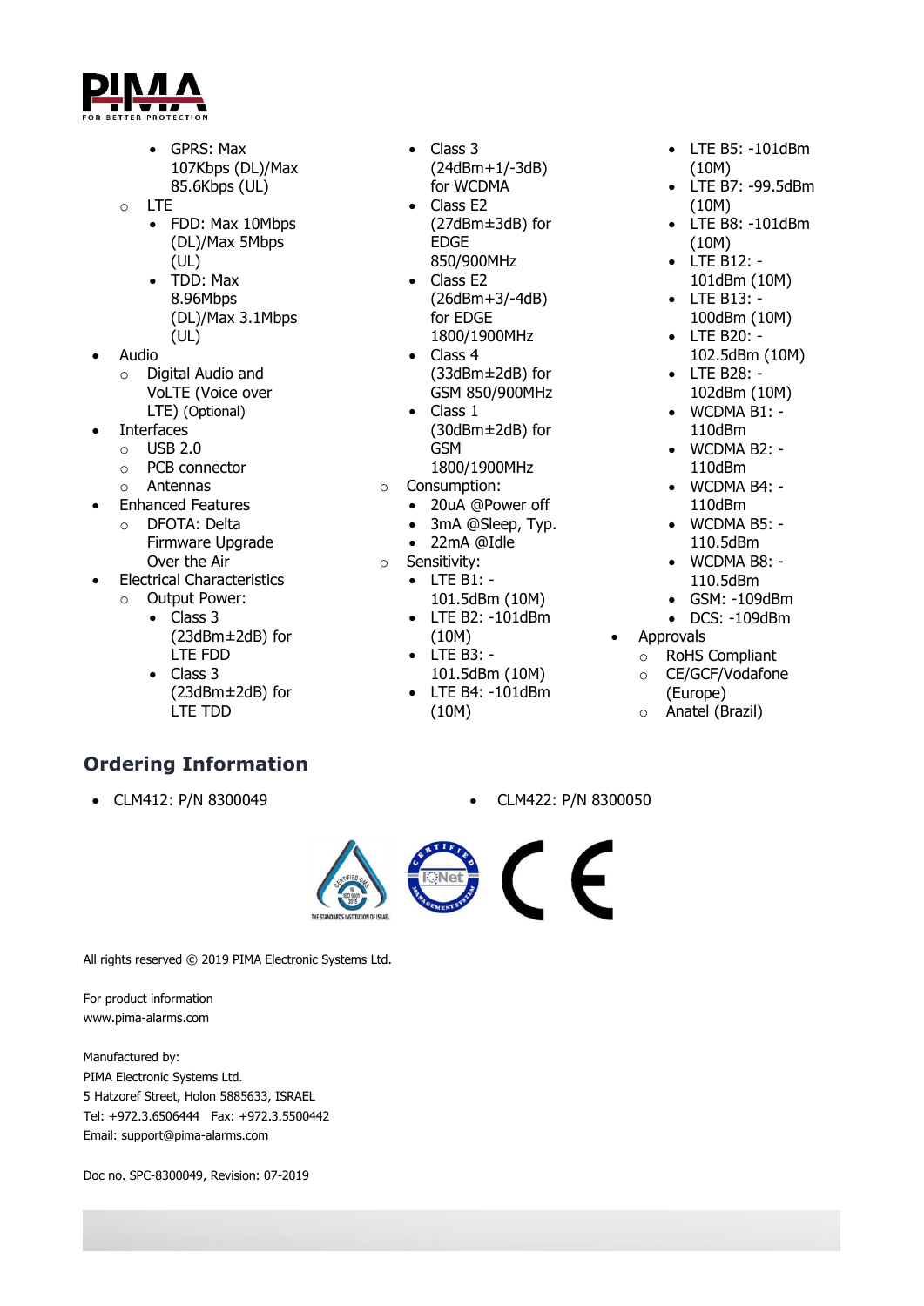- GPRS: Max 107Kbps (DL)/Max 85.6Kbps (UL)
    - LTE
        - FDD: Max 10Mbps (DL)/Max 5Mbps (UL)
        - TDD: Max 8.96Mbps (DL)/Max 3.1Mbps (UL)
- Audio
    - Digital Audio and VoLTE (Voice over LTE) (Optional)
- Interfaces
    - USB 2.0
    - PCB connector
    - Antennas
- Enhanced Features
    - DFOTA: Delta Firmware Upgrade Over the Air
- Electrical Characteristics
    - Output Power:
        - Class 3 (23dBm±2dB) for LTE FDD
        - Class 3 (23dBm±2dB) for LTE TDD
        - Class 3 (24dBm+1/-3dB) for WCDMA
        - Class E2 (27dBm±3dB) for EDGE 850/900MHz
        - Class E2 (26dBm+3/-4dB) for EDGE 1800/1900MHz
        - Class 4 (33dBm±2dB) for GSM 850/900MHz
        - Class 1 (30dBm±2dB) for GSM 1800/1900MHz
    - Consumption:
        - 20uA @Power off
        - 3mA @Sleep, Typ.
        - 22mA @Idle
    - Sensitivity:
        - LTE B1: -101.5dBm (10M)
        - LTE B2: -101dBm (10M)
        - LTE B3: -101.5dBm (10M)
        - LTE B4: -101dBm (10M)
        - LTE B5: -101dBm (10M)
        - LTE B7: -99.5dBm (10M)
        - LTE B8: -101dBm (10M)
        - LTE B12: -101dBm (10M)
        - LTE B13: -100dBm (10M)
        - LTE B20: -102.5dBm (10M)
        - LTE B28: -102dBm (10M)
        - WCDMA B1: -110dBm
        - WCDMA B2: -110dBm
        - WCDMA B4: -110dBm
        - WCDMA B5: -110.5dBm
        - WCDMA B8: -110.5dBm
        - GSM: -109dBm
        - DCS: -109dBm
- Approvals
    - RoHS Compliant
    - CE/GCF/Vodafone (Europe)
    - Anatel (Brazil)

## Ordering Information

- CLM412: P/N 8300049
- CLM422: P/N 8300050

All rights reserved © 2019 PIMA Electronic Systems Ltd.

For product information
www.pima-alarms.com

Manufactured by:
PIMA Electronic Systems Ltd.
5 Hatzoref Street, Holon 5885633, ISRAEL
Tel: +972.3.6506444 Fax: +972.3.5500442
Email: support@pima-alarms.com

Doc no. SPC-8300049, Revision: 07-2019